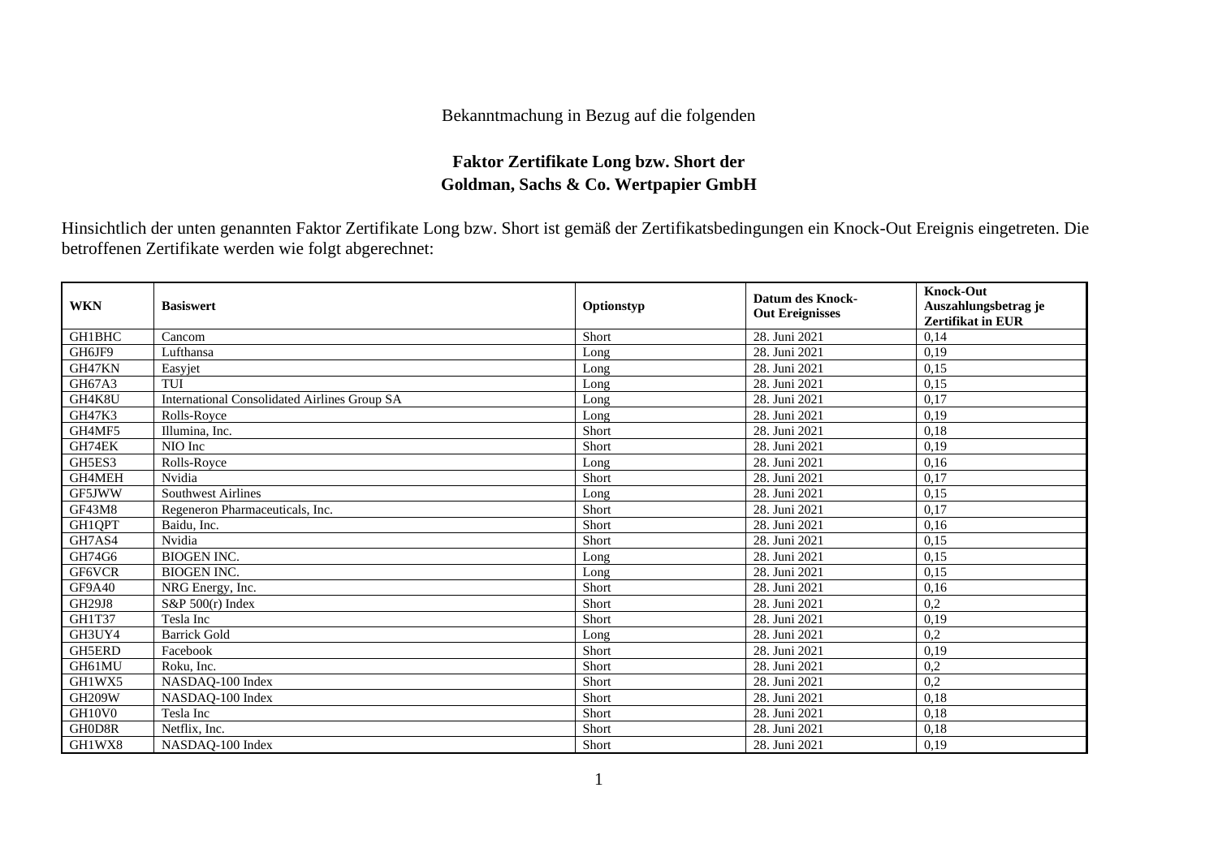Bekanntmachung in Bezug auf die folgenden

# Faktor Zertifikate Long bzw. Short der Goldman, Sachs & Co. Wertpapier GmbH

Hinsichtlich der unten genannten Faktor Zertifikate Long bzw. Short ist gemäß der Zertifikatsbedingungen ein Knock-Out Ereignis eingetreten. Die betroffenen Zertifikate werden wie folgt abgerechnet:

| WKN | Basiswert | Optionstyp | Datum des Knock-Out Ereignisses | Knock-Out Auszahlungsbetrag je Zertifikat in EUR |
|---|---|---|---|---|
| GH1BHC | Cancom | Short | 28. Juni 2021 | 0,14 |
| GH6JF9 | Lufthansa | Long | 28. Juni 2021 | 0,19 |
| GH47KN | Easyjet | Long | 28. Juni 2021 | 0,15 |
| GH67A3 | TUI | Long | 28. Juni 2021 | 0,15 |
| GH4K8U | International Consolidated Airlines Group SA | Long | 28. Juni 2021 | 0,17 |
| GH47K3 | Rolls-Royce | Long | 28. Juni 2021 | 0,19 |
| GH4MF5 | Illumina, Inc. | Short | 28. Juni 2021 | 0,18 |
| GH74EK | NIO Inc | Short | 28. Juni 2021 | 0,19 |
| GH5ES3 | Rolls-Royce | Long | 28. Juni 2021 | 0,16 |
| GH4MEH | Nvidia | Short | 28. Juni 2021 | 0,17 |
| GF5JWW | Southwest Airlines | Long | 28. Juni 2021 | 0,15 |
| GF43M8 | Regeneron Pharmaceuticals, Inc. | Short | 28. Juni 2021 | 0,17 |
| GH1QPT | Baidu, Inc. | Short | 28. Juni 2021 | 0,16 |
| GH7AS4 | Nvidia | Short | 28. Juni 2021 | 0,15 |
| GH74G6 | BIOGEN INC. | Long | 28. Juni 2021 | 0,15 |
| GF6VCR | BIOGEN INC. | Long | 28. Juni 2021 | 0,15 |
| GF9A40 | NRG Energy, Inc. | Short | 28. Juni 2021 | 0,16 |
| GH29J8 | S&P 500(r) Index | Short | 28. Juni 2021 | 0,2 |
| GH1T37 | Tesla Inc | Short | 28. Juni 2021 | 0,19 |
| GH3UY4 | Barrick Gold | Long | 28. Juni 2021 | 0,2 |
| GH5ERD | Facebook | Short | 28. Juni 2021 | 0,19 |
| GH61MU | Roku, Inc. | Short | 28. Juni 2021 | 0,2 |
| GH1WX5 | NASDAQ-100 Index | Short | 28. Juni 2021 | 0,2 |
| GH209W | NASDAQ-100 Index | Short | 28. Juni 2021 | 0,18 |
| GH10V0 | Tesla Inc | Short | 28. Juni 2021 | 0,18 |
| GH0D8R | Netflix, Inc. | Short | 28. Juni 2021 | 0,18 |
| GH1WX8 | NASDAQ-100 Index | Short | 28. Juni 2021 | 0,19 |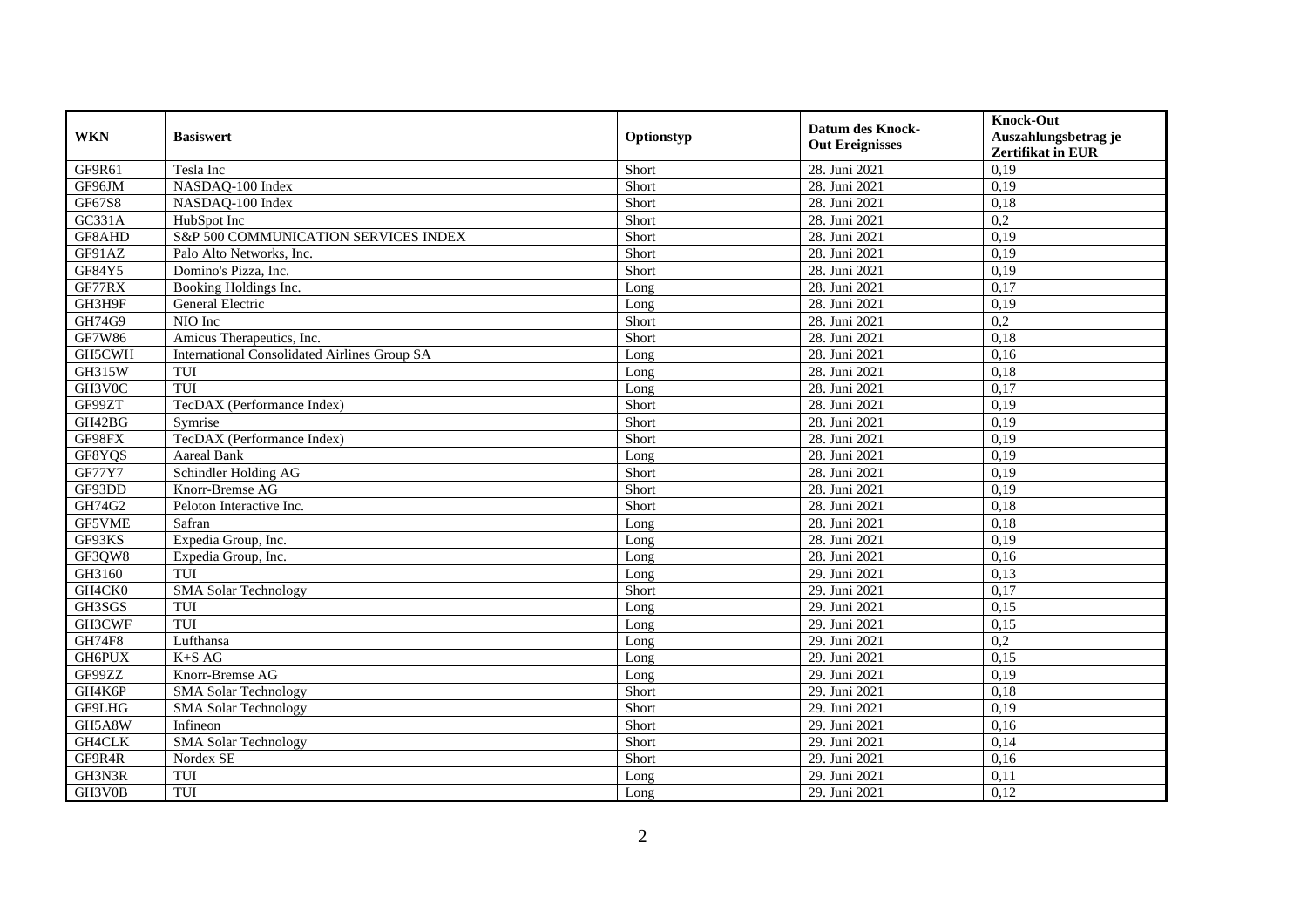| WKN | Basiswert | Optionstyp | Datum des Knock-Out Ereignisses | Knock-Out Auszahlungsbetrag je Zertifikat in EUR |
|---|---|---|---|---|
| GF9R61 | Tesla Inc | Short | 28. Juni 2021 | 0,19 |
| GF96JM | NASDAQ-100 Index | Short | 28. Juni 2021 | 0,19 |
| GF67S8 | NASDAQ-100 Index | Short | 28. Juni 2021 | 0,18 |
| GC331A | HubSpot Inc | Short | 28. Juni 2021 | 0,2 |
| GF8AHD | S&P 500 COMMUNICATION SERVICES INDEX | Short | 28. Juni 2021 | 0,19 |
| GF91AZ | Palo Alto Networks, Inc. | Short | 28. Juni 2021 | 0,19 |
| GF84Y5 | Domino's Pizza, Inc. | Short | 28. Juni 2021 | 0,19 |
| GF77RX | Booking Holdings Inc. | Long | 28. Juni 2021 | 0,17 |
| GH3H9F | General Electric | Long | 28. Juni 2021 | 0,19 |
| GH74G9 | NIO Inc | Short | 28. Juni 2021 | 0,2 |
| GF7W86 | Amicus Therapeutics, Inc. | Short | 28. Juni 2021 | 0,18 |
| GH5CWH | International Consolidated Airlines Group SA | Long | 28. Juni 2021 | 0,16 |
| GH315W | TUI | Long | 28. Juni 2021 | 0,18 |
| GH3V0C | TUI | Long | 28. Juni 2021 | 0,17 |
| GF99ZT | TecDAX (Performance Index) | Short | 28. Juni 2021 | 0,19 |
| GH42BG | Symrise | Short | 28. Juni 2021 | 0,19 |
| GF98FX | TecDAX (Performance Index) | Short | 28. Juni 2021 | 0,19 |
| GF8YQS | Aareal Bank | Long | 28. Juni 2021 | 0,19 |
| GF77Y7 | Schindler Holding AG | Short | 28. Juni 2021 | 0,19 |
| GF93DD | Knorr-Bremse AG | Short | 28. Juni 2021 | 0,19 |
| GH74G2 | Peloton Interactive Inc. | Short | 28. Juni 2021 | 0,18 |
| GF5VME | Safran | Long | 28. Juni 2021 | 0,18 |
| GF93KS | Expedia Group, Inc. | Long | 28. Juni 2021 | 0,19 |
| GF3QW8 | Expedia Group, Inc. | Long | 28. Juni 2021 | 0,16 |
| GH3160 | TUI | Long | 29. Juni 2021 | 0,13 |
| GH4CK0 | SMA Solar Technology | Short | 29. Juni 2021 | 0,17 |
| GH3SGS | TUI | Long | 29. Juni 2021 | 0,15 |
| GH3CWF | TUI | Long | 29. Juni 2021 | 0,15 |
| GH74F8 | Lufthansa | Long | 29. Juni 2021 | 0,2 |
| GH6PUX | K+S AG | Long | 29. Juni 2021 | 0,15 |
| GF99ZZ | Knorr-Bremse AG | Long | 29. Juni 2021 | 0,19 |
| GH4K6P | SMA Solar Technology | Short | 29. Juni 2021 | 0,18 |
| GF9LHG | SMA Solar Technology | Short | 29. Juni 2021 | 0,19 |
| GH5A8W | Infineon | Short | 29. Juni 2021 | 0,16 |
| GH4CLK | SMA Solar Technology | Short | 29. Juni 2021 | 0,14 |
| GF9R4R | Nordex SE | Short | 29. Juni 2021 | 0,16 |
| GH3N3R | TUI | Long | 29. Juni 2021 | 0,11 |
| GH3V0B | TUI | Long | 29. Juni 2021 | 0,12 |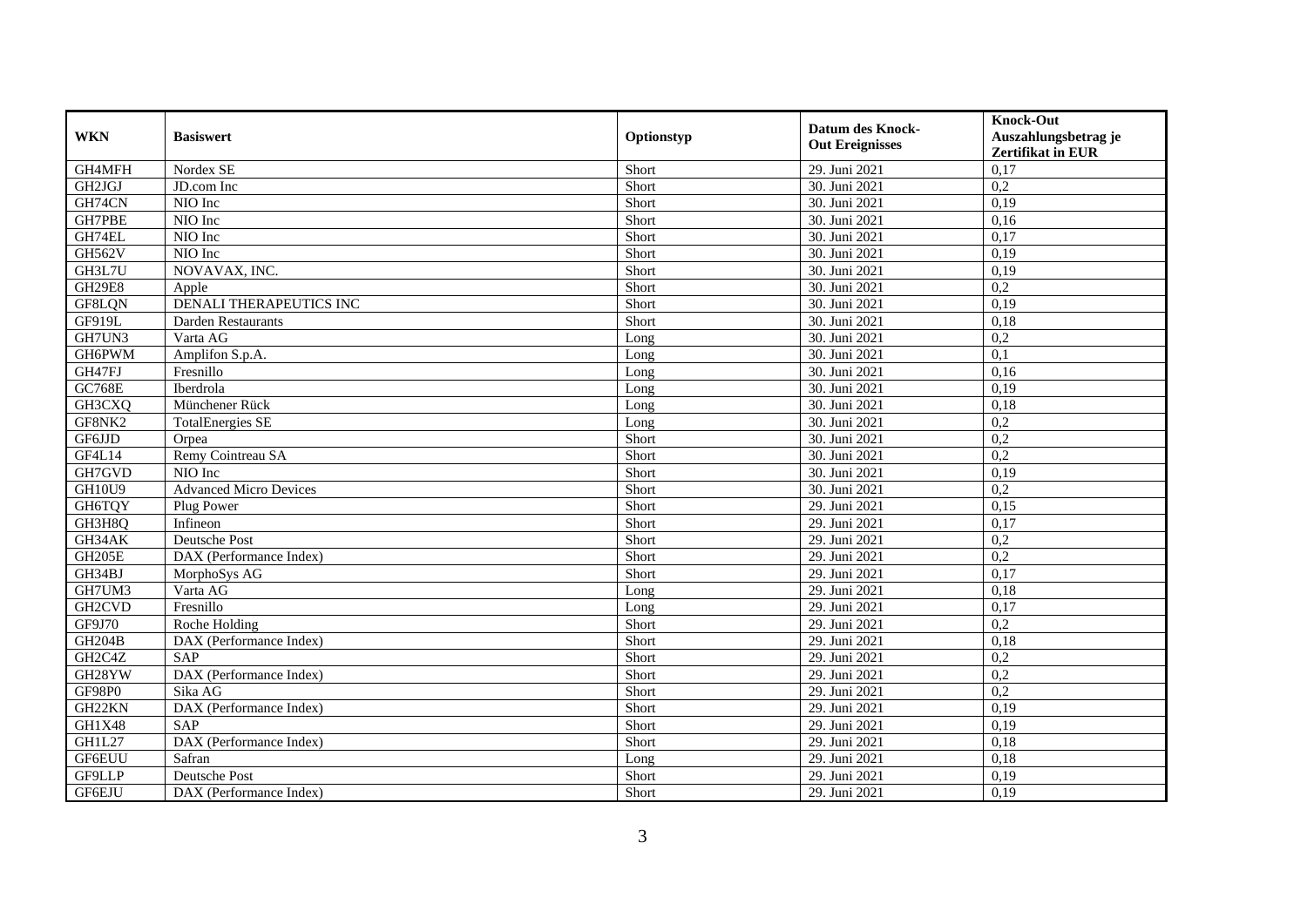| WKN | Basiswert | Optionstyp | Datum des Knock-Out Ereignisses | Knock-Out Auszahlungsbetrag je Zertifikat in EUR |
|---|---|---|---|---|
| GH4MFH | Nordex SE | Short | 29. Juni 2021 | 0,17 |
| GH2JGJ | JD.com Inc | Short | 30. Juni 2021 | 0,2 |
| GH74CN | NIO Inc | Short | 30. Juni 2021 | 0,19 |
| GH7PBE | NIO Inc | Short | 30. Juni 2021 | 0,16 |
| GH74EL | NIO Inc | Short | 30. Juni 2021 | 0,17 |
| GH562V | NIO Inc | Short | 30. Juni 2021 | 0,19 |
| GH3L7U | NOVAVAX, INC. | Short | 30. Juni 2021 | 0,19 |
| GH29E8 | Apple | Short | 30. Juni 2021 | 0,2 |
| GF8LQN | DENALI THERAPEUTICS INC | Short | 30. Juni 2021 | 0,19 |
| GF919L | Darden Restaurants | Short | 30. Juni 2021 | 0,18 |
| GH7UN3 | Varta AG | Long | 30. Juni 2021 | 0,2 |
| GH6PWM | Amplifon S.p.A. | Long | 30. Juni 2021 | 0,1 |
| GH47FJ | Fresnillo | Long | 30. Juni 2021 | 0,16 |
| GC768E | Iberdrola | Long | 30. Juni 2021 | 0,19 |
| GH3CXQ | Münchener Rück | Long | 30. Juni 2021 | 0,18 |
| GF8NK2 | TotalEnergies SE | Long | 30. Juni 2021 | 0,2 |
| GF6JJD | Orpea | Short | 30. Juni 2021 | 0,2 |
| GF4L14 | Remy Cointreau SA | Short | 30. Juni 2021 | 0,2 |
| GH7GVD | NIO Inc | Short | 30. Juni 2021 | 0,19 |
| GH10U9 | Advanced Micro Devices | Short | 30. Juni 2021 | 0,2 |
| GH6TQY | Plug Power | Short | 29. Juni 2021 | 0,15 |
| GH3H8Q | Infineon | Short | 29. Juni 2021 | 0,17 |
| GH34AK | Deutsche Post | Short | 29. Juni 2021 | 0,2 |
| GH205E | DAX (Performance Index) | Short | 29. Juni 2021 | 0,2 |
| GH34BJ | MorphoSys AG | Short | 29. Juni 2021 | 0,17 |
| GH7UM3 | Varta AG | Long | 29. Juni 2021 | 0,18 |
| GH2CVD | Fresnillo | Long | 29. Juni 2021 | 0,17 |
| GF9J70 | Roche Holding | Short | 29. Juni 2021 | 0,2 |
| GH204B | DAX (Performance Index) | Short | 29. Juni 2021 | 0,18 |
| GH2C4Z | SAP | Short | 29. Juni 2021 | 0,2 |
| GH28YW | DAX (Performance Index) | Short | 29. Juni 2021 | 0,2 |
| GF98P0 | Sika AG | Short | 29. Juni 2021 | 0,2 |
| GH22KN | DAX (Performance Index) | Short | 29. Juni 2021 | 0,19 |
| GH1X48 | SAP | Short | 29. Juni 2021 | 0,19 |
| GH1L27 | DAX (Performance Index) | Short | 29. Juni 2021 | 0,18 |
| GF6EUU | Safran | Long | 29. Juni 2021 | 0,18 |
| GF9LLP | Deutsche Post | Short | 29. Juni 2021 | 0,19 |
| GF6EJU | DAX (Performance Index) | Short | 29. Juni 2021 | 0,19 |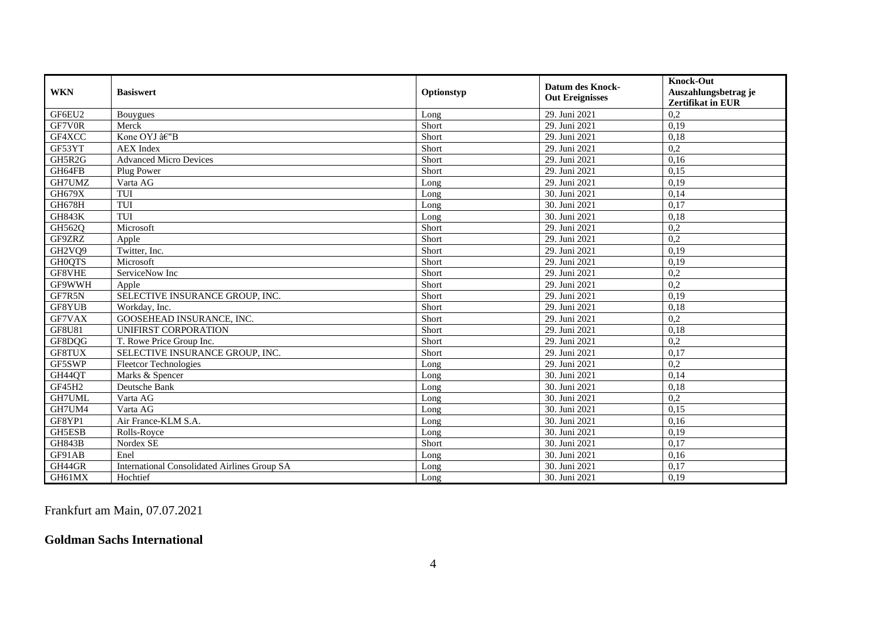| WKN | Basiswert | Optionstyp | Datum des Knock-Out Ereignisses | Knock-Out Auszahlungsbetrag je Zertifikat in EUR |
|---|---|---|---|---|
| GF6EU2 | Bouygues | Long | 29. Juni 2021 | 0,2 |
| GF7V0R | Merck | Short | 29. Juni 2021 | 0,19 |
| GF4XCC | Kone OYJ â€"B | Short | 29. Juni 2021 | 0,18 |
| GF53YT | AEX Index | Short | 29. Juni 2021 | 0,2 |
| GH5R2G | Advanced Micro Devices | Short | 29. Juni 2021 | 0,16 |
| GH64FB | Plug Power | Short | 29. Juni 2021 | 0,15 |
| GH7UMZ | Varta AG | Long | 29. Juni 2021 | 0,19 |
| GH679X | TUI | Long | 30. Juni 2021 | 0,14 |
| GH678H | TUI | Long | 30. Juni 2021 | 0,17 |
| GH843K | TUI | Long | 30. Juni 2021 | 0,18 |
| GH562Q | Microsoft | Short | 29. Juni 2021 | 0,2 |
| GF9ZRZ | Apple | Short | 29. Juni 2021 | 0,2 |
| GH2VQ9 | Twitter, Inc. | Short | 29. Juni 2021 | 0,19 |
| GH0QTS | Microsoft | Short | 29. Juni 2021 | 0,19 |
| GF8VHE | ServiceNow Inc | Short | 29. Juni 2021 | 0,2 |
| GF9WWH | Apple | Short | 29. Juni 2021 | 0,2 |
| GF7R5N | SELECTIVE INSURANCE GROUP, INC. | Short | 29. Juni 2021 | 0,19 |
| GF8YUB | Workday, Inc. | Short | 29. Juni 2021 | 0,18 |
| GF7VAX | GOOSEHEAD INSURANCE, INC. | Short | 29. Juni 2021 | 0,2 |
| GF8U81 | UNIFIRST CORPORATION | Short | 29. Juni 2021 | 0,18 |
| GF8DQG | T. Rowe Price Group Inc. | Short | 29. Juni 2021 | 0,2 |
| GF8TUX | SELECTIVE INSURANCE GROUP, INC. | Short | 29. Juni 2021 | 0,17 |
| GF5SWP | Fleetcor Technologies | Long | 29. Juni 2021 | 0,2 |
| GH44QT | Marks & Spencer | Long | 30. Juni 2021 | 0,14 |
| GF45H2 | Deutsche Bank | Long | 30. Juni 2021 | 0,18 |
| GH7UML | Varta AG | Long | 30. Juni 2021 | 0,2 |
| GH7UM4 | Varta AG | Long | 30. Juni 2021 | 0,15 |
| GF8YP1 | Air France-KLM S.A. | Long | 30. Juni 2021 | 0,16 |
| GH5ESB | Rolls-Royce | Long | 30. Juni 2021 | 0,19 |
| GH843B | Nordex SE | Short | 30. Juni 2021 | 0,17 |
| GF91AB | Enel | Long | 30. Juni 2021 | 0,16 |
| GH44GR | International Consolidated Airlines Group SA | Long | 30. Juni 2021 | 0,17 |
| GH61MX | Hochtief | Long | 30. Juni 2021 | 0,19 |

Frankfurt am Main, 07.07.2021

**Goldman Sachs International**